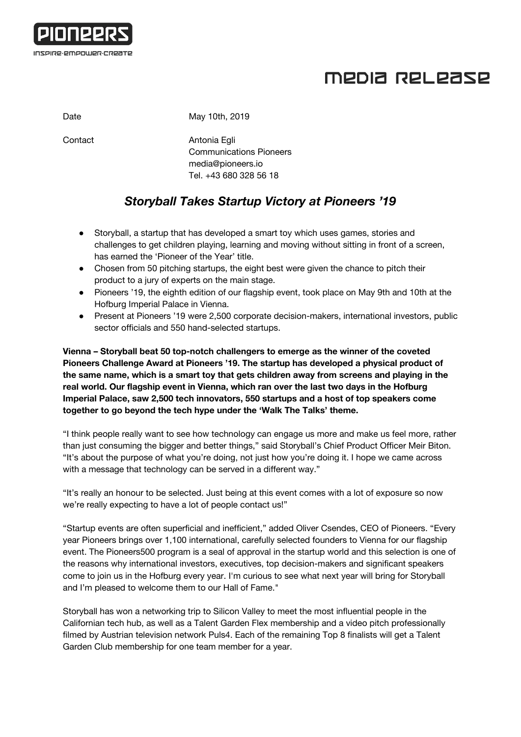PIONEERS

INSPIRE·EMPOWER·CREATE

# MEDIA RELEASE

Date May 10th, 2019

Contact Antonia Egli
Communications Pioneers
media@pioneers.io
Tel. +43 680 328 56 18

## *Storyball Takes Startup Victory at Pioneers '19*

- Storyball, a startup that has developed a smart toy which uses games, stories and challenges to get children playing, learning and moving without sitting in front of a screen, has earned the 'Pioneer of the Year' title.
- Chosen from 50 pitching startups, the eight best were given the chance to pitch their product to a jury of experts on the main stage.
- Pioneers '19, the eighth edition of our flagship event, took place on May 9th and 10th at the Hofburg Imperial Palace in Vienna.
- Present at Pioneers '19 were 2,500 corporate decision-makers, international investors, public sector officials and 550 hand-selected startups.

**Vienna – Storyball beat 50 top-notch challengers to emerge as the winner of the coveted Pioneers Challenge Award at Pioneers '19. The startup has developed a physical product of the same name, which is a smart toy that gets children away from screens and playing in the real world. Our flagship event in Vienna, which ran over the last two days in the Hofburg Imperial Palace, saw 2,500 tech innovators, 550 startups and a host of top speakers come together to go beyond the tech hype under the 'Walk The Talks' theme.**

"I think people really want to see how technology can engage us more and make us feel more, rather than just consuming the bigger and better things," said Storyball's Chief Product Officer Meir Biton. "It's about the purpose of what you're doing, not just how you're doing it. I hope we came across with a message that technology can be served in a different way."

"It's really an honour to be selected. Just being at this event comes with a lot of exposure so now we're really expecting to have a lot of people contact us!"

"Startup events are often superficial and inefficient," added Oliver Csendes, CEO of Pioneers. "Every year Pioneers brings over 1,100 international, carefully selected founders to Vienna for our flagship event. The Pioneers500 program is a seal of approval in the startup world and this selection is one of the reasons why international investors, executives, top decision-makers and significant speakers come to join us in the Hofburg every year. I'm curious to see what next year will bring for Storyball and I'm pleased to welcome them to our Hall of Fame."

Storyball has won a networking trip to Silicon Valley to meet the most influential people in the Californian tech hub, as well as a Talent Garden Flex membership and a video pitch professionally filmed by Austrian television network Puls4. Each of the remaining Top 8 finalists will get a Talent Garden Club membership for one team member for a year.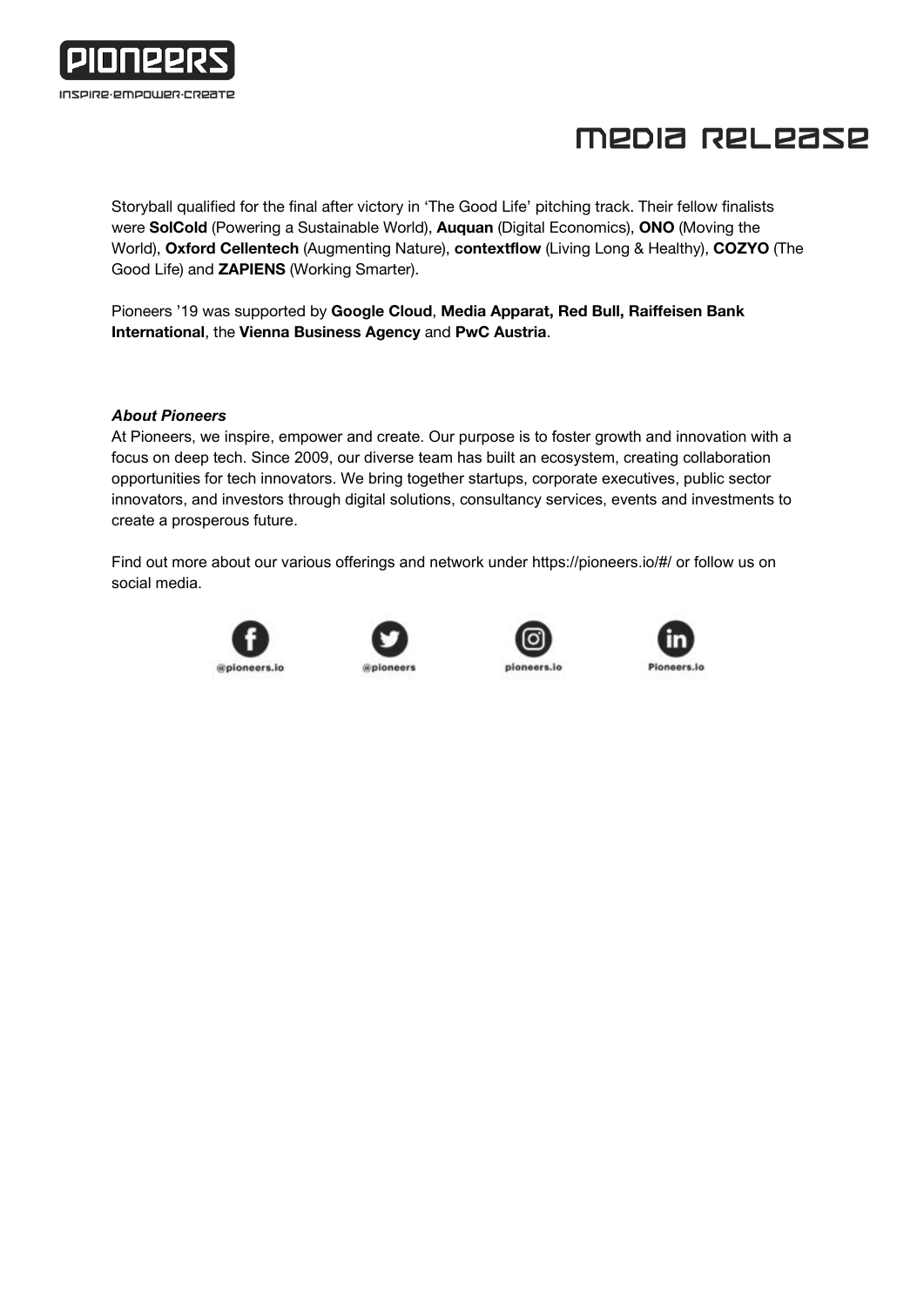Storyball qualified for the final after victory in ‘The Good Life’ pitching track. Their fellow finalists were **SolCold** (Powering a Sustainable World), **Auquan** (Digital Economics), **ONO** (Moving the World), **Oxford Cellentech** (Augmenting Nature), **contextflow** (Living Long & Healthy), **COZYO** (The Good Life) and **ZAPIENS** (Working Smarter).

Pioneers ’19 was supported by **Google Cloud**, **Media Apparat, Red Bull, Raiffeisen Bank International**, the **Vienna Business Agency** and **PwC Austria**.

***About Pioneers***

At Pioneers, we inspire, empower and create. Our purpose is to foster growth and innovation with a focus on deep tech. Since 2009, our diverse team has built an ecosystem, creating collaboration opportunities for tech innovators. We bring together startups, corporate executives, public sector innovators, and investors through digital solutions, consultancy services, events and investments to create a prosperous future.

Find out more about our various offerings and network under https://pioneers.io/#/ or follow us on social media.

@pioneers.io @pioneers pioneers.io Pioneers.io